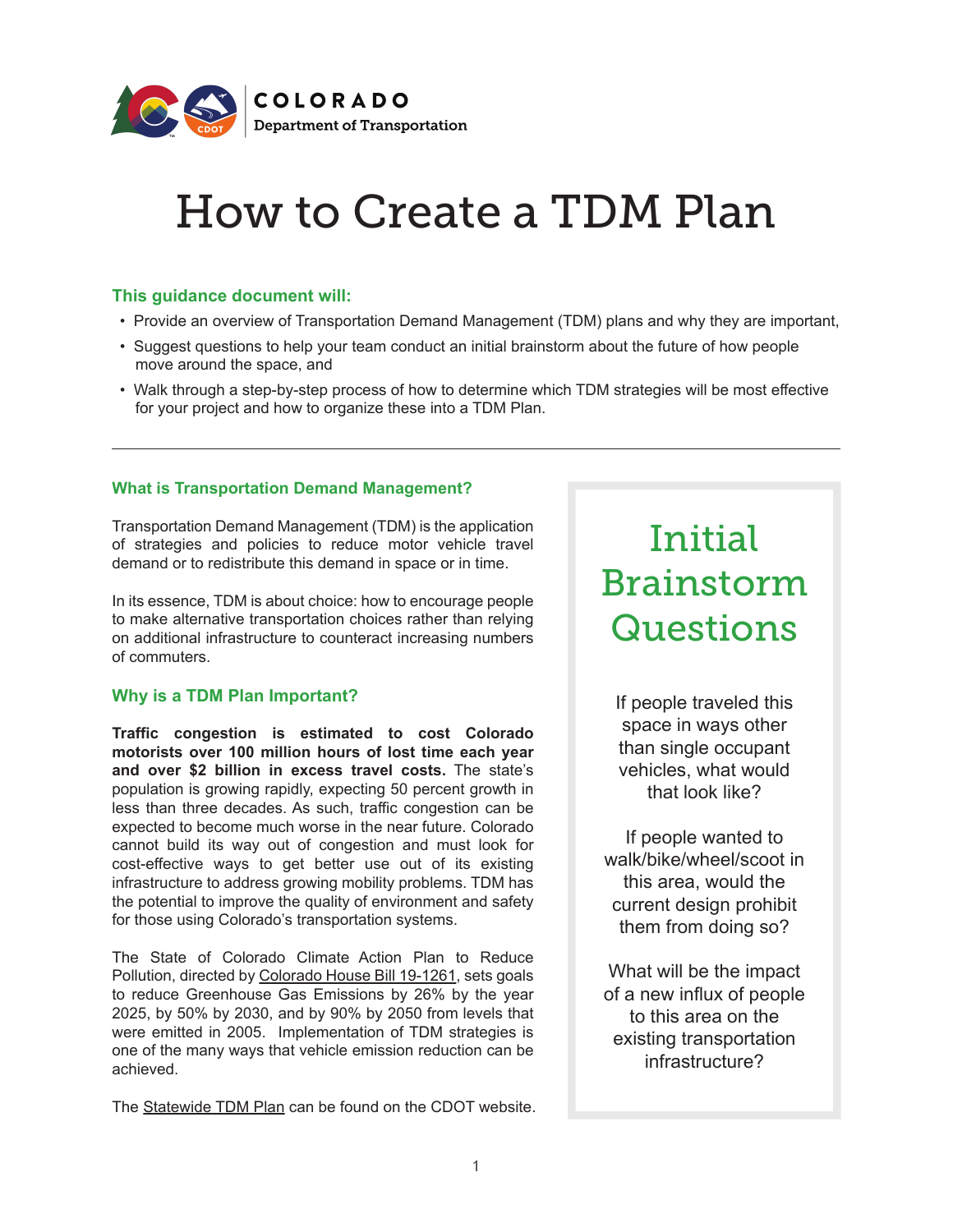COLORADO
Department of Transportation

# How to Create a TDM Plan

### This guidance document will:

- Provide an overview of Transportation Demand Management (TDM) plans and why they are important,
- Suggest questions to help your team conduct an initial brainstorm about the future of how people move around the space, and
- Walk through a step-by-step process of how to determine which TDM strategies will be most effective for your project and how to organize these into a TDM Plan.

---

### What is Transportation Demand Management?

Transportation Demand Management (TDM) is the application of strategies and policies to reduce motor vehicle travel demand or to redistribute this demand in space or in time.

In its essence, TDM is about choice: how to encourage people to make alternative transportation choices rather than relying on additional infrastructure to counteract increasing numbers of commuters.

### Why is a TDM Plan Important?

**Traffic congestion is estimated to cost Colorado motorists over 100 million hours of lost time each year and over $2 billion in excess travel costs.** The state's population is growing rapidly, expecting 50 percent growth in less than three decades. As such, traffic congestion can be expected to become much worse in the near future. Colorado cannot build its way out of congestion and must look for cost-effective ways to get better use out of its existing infrastructure to address growing mobility problems. TDM has the potential to improve the quality of environment and safety for those using Colorado's transportation systems.

The State of Colorado Climate Action Plan to Reduce Pollution, directed by Colorado House Bill 19-1261, sets goals to reduce Greenhouse Gas Emissions by 26% by the year 2025, by 50% by 2030, and by 90% by 2050 from levels that were emitted in 2005. Implementation of TDM strategies is one of the many ways that vehicle emission reduction can be achieved.

The Statewide TDM Plan can be found on the CDOT website.

## Initial Brainstorm Questions

If people traveled this space in ways other than single occupant vehicles, what would that look like?

If people wanted to walk/bike/wheel/scoot in this area, would the current design prohibit them from doing so?

What will be the impact of a new influx of people to this area on the existing transportation infrastructure?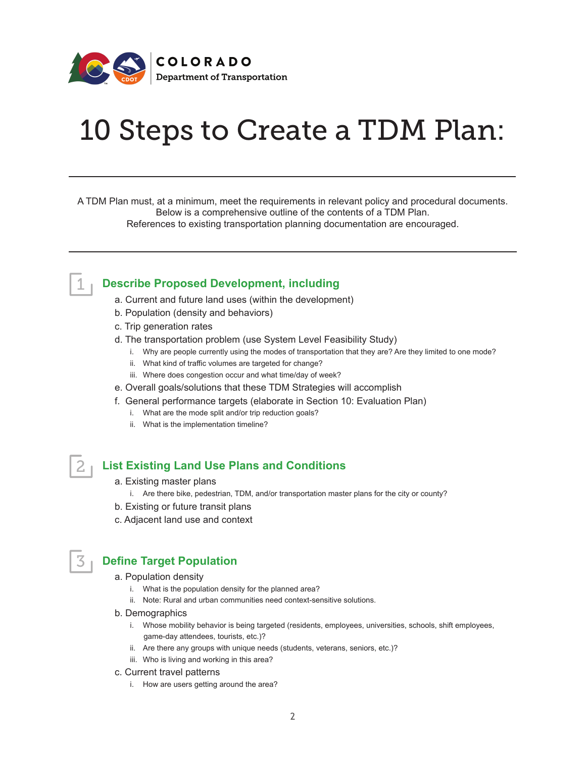COLORADO
Department of Transportation

# 10 Steps to Create a TDM Plan:

A TDM Plan must, at a minimum, meet the requirements in relevant policy and procedural documents. Below is a comprehensive outline of the contents of a TDM Plan. References to existing transportation planning documentation are encouraged.

## 1 Describe Proposed Development, including

a. Current and future land uses (within the development)
b. Population (density and behaviors)
c. Trip generation rates
d. The transportation problem (use System Level Feasibility Study)
   i. Why are people currently using the modes of transportation that they are? Are they limited to one mode?
   ii. What kind of traffic volumes are targeted for change?
   iii. Where does congestion occur and what time/day of week?
e. Overall goals/solutions that these TDM Strategies will accomplish
f. General performance targets (elaborate in Section 10: Evaluation Plan)
   i. What are the mode split and/or trip reduction goals?
   ii. What is the implementation timeline?

## 2 List Existing Land Use Plans and Conditions

a. Existing master plans
   i. Are there bike, pedestrian, TDM, and/or transportation master plans for the city or county?
b. Existing or future transit plans
c. Adjacent land use and context

## 3 Define Target Population

a. Population density
   i. What is the population density for the planned area?
   ii. Note: Rural and urban communities need context-sensitive solutions.
b. Demographics
   i. Whose mobility behavior is being targeted (residents, employees, universities, schools, shift employees, game-day attendees, tourists, etc.)?
   ii. Are there any groups with unique needs (students, veterans, seniors, etc.)?
   iii. Who is living and working in this area?
c. Current travel patterns
   i. How are users getting around the area?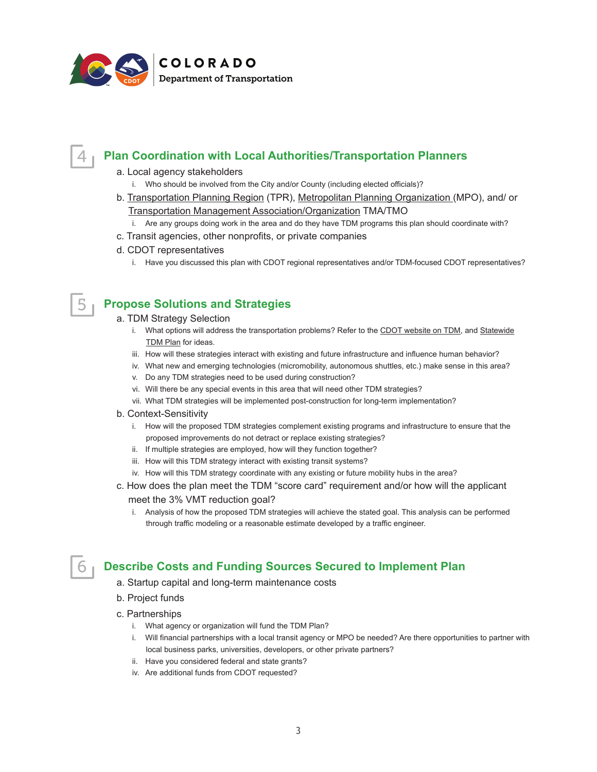## 4 Plan Coordination with Local Authorities/Transportation Planners

a. Local agency stakeholders

   i. Who should be involved from the City and/or County (including elected officials)?

b. Transportation Planning Region (TPR), Metropolitan Planning Organization (MPO), and/ or Transportation Management Association/Organization TMA/TMO

   i. Are any groups doing work in the area and do they have TDM programs this plan should coordinate with?

c. Transit agencies, other nonprofits, or private companies

d. CDOT representatives

   i. Have you discussed this plan with CDOT regional representatives and/or TDM-focused CDOT representatives?

## 5 Propose Solutions and Strategies

a. TDM Strategy Selection

   i. What options will address the transportation problems? Refer to the CDOT website on TDM, and Statewide TDM Plan for ideas.

   iii. How will these strategies interact with existing and future infrastructure and influence human behavior?

   iv. What new and emerging technologies (micromobility, autonomous shuttles, etc.) make sense in this area?

   v. Do any TDM strategies need to be used during construction?

   vi. Will there be any special events in this area that will need other TDM strategies?

   vii. What TDM strategies will be implemented post-construction for long-term implementation?

b. Context-Sensitivity

   i. How will the proposed TDM strategies complement existing programs and infrastructure to ensure that the proposed improvements do not detract or replace existing strategies?

   ii. If multiple strategies are employed, how will they function together?

   iii. How will this TDM strategy interact with existing transit systems?

   iv. How will this TDM strategy coordinate with any existing or future mobility hubs in the area?

c. How does the plan meet the TDM "score card" requirement and/or how will the applicant meet the 3% VMT reduction goal?

   i. Analysis of how the proposed TDM strategies will achieve the stated goal. This analysis can be performed through traffic modeling or a reasonable estimate developed by a traffic engineer.

## 6 Describe Costs and Funding Sources Secured to Implement Plan

a. Startup capital and long-term maintenance costs

b. Project funds

c. Partnerships

   i. What agency or organization will fund the TDM Plan?

   i. Will financial partnerships with a local transit agency or MPO be needed? Are there opportunities to partner with local business parks, universities, developers, or other private partners?

   ii. Have you considered federal and state grants?

   iv. Are additional funds from CDOT requested?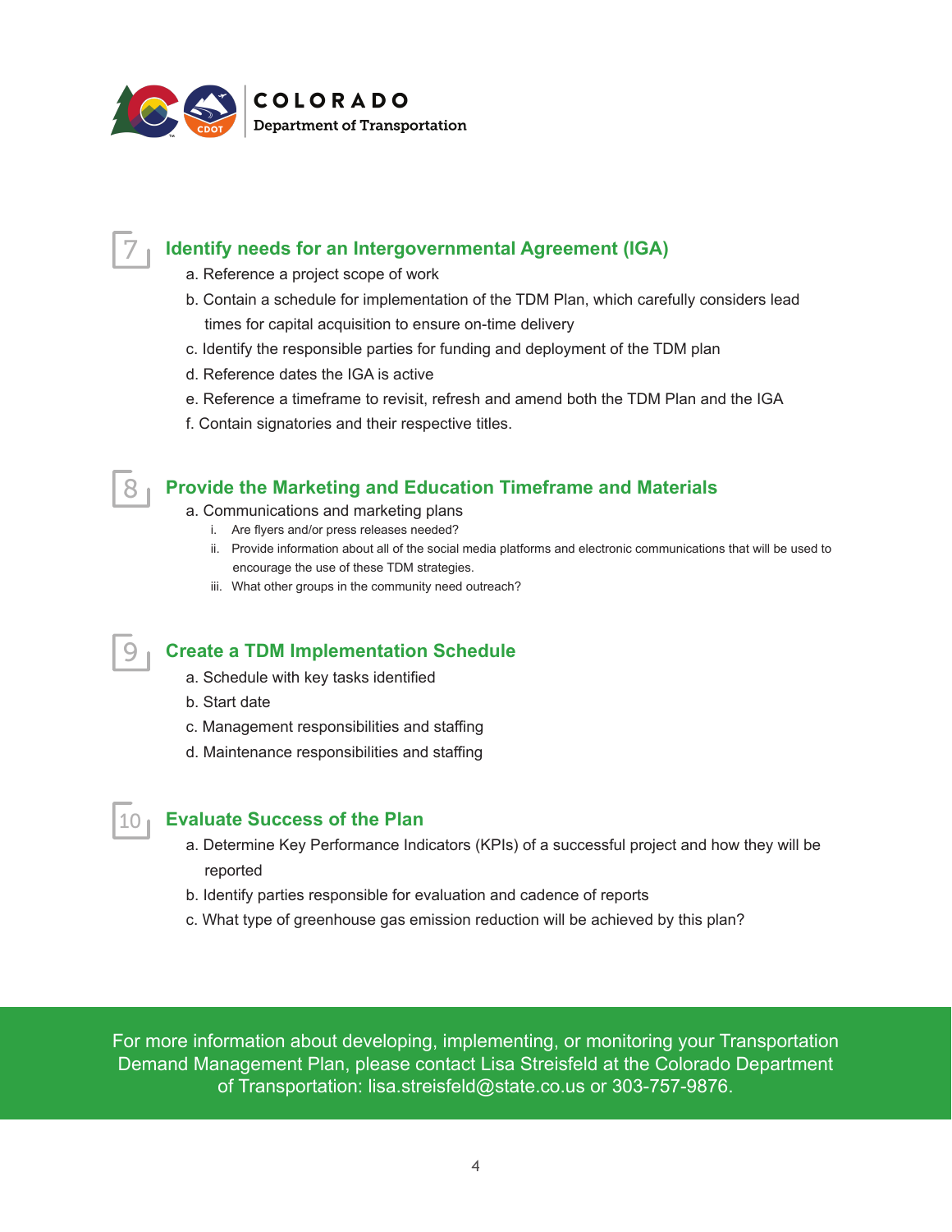COLORADO
Department of Transportation

## 7 Identify needs for an Intergovernmental Agreement (IGA)

a. Reference a project scope of work
b. Contain a schedule for implementation of the TDM Plan, which carefully considers lead times for capital acquisition to ensure on-time delivery
c. Identify the responsible parties for funding and deployment of the TDM plan
d. Reference dates the IGA is active
e. Reference a timeframe to revisit, refresh and amend both the TDM Plan and the IGA
f. Contain signatories and their respective titles.

## 8 Provide the Marketing and Education Timeframe and Materials

a. Communications and marketing plans
   i. Are flyers and/or press releases needed?
   ii. Provide information about all of the social media platforms and electronic communications that will be used to encourage the use of these TDM strategies.
   iii. What other groups in the community need outreach?

## 9 Create a TDM Implementation Schedule

a. Schedule with key tasks identified
b. Start date
c. Management responsibilities and staffing
d. Maintenance responsibilities and staffing

## 10 Evaluate Success of the Plan

a. Determine Key Performance Indicators (KPIs) of a successful project and how they will be reported
b. Identify parties responsible for evaluation and cadence of reports
c. What type of greenhouse gas emission reduction will be achieved by this plan?

For more information about developing, implementing, or monitoring your Transportation Demand Management Plan, please contact Lisa Streisfeld at the Colorado Department of Transportation: lisa.streisfeld@state.co.us or 303-757-9876.